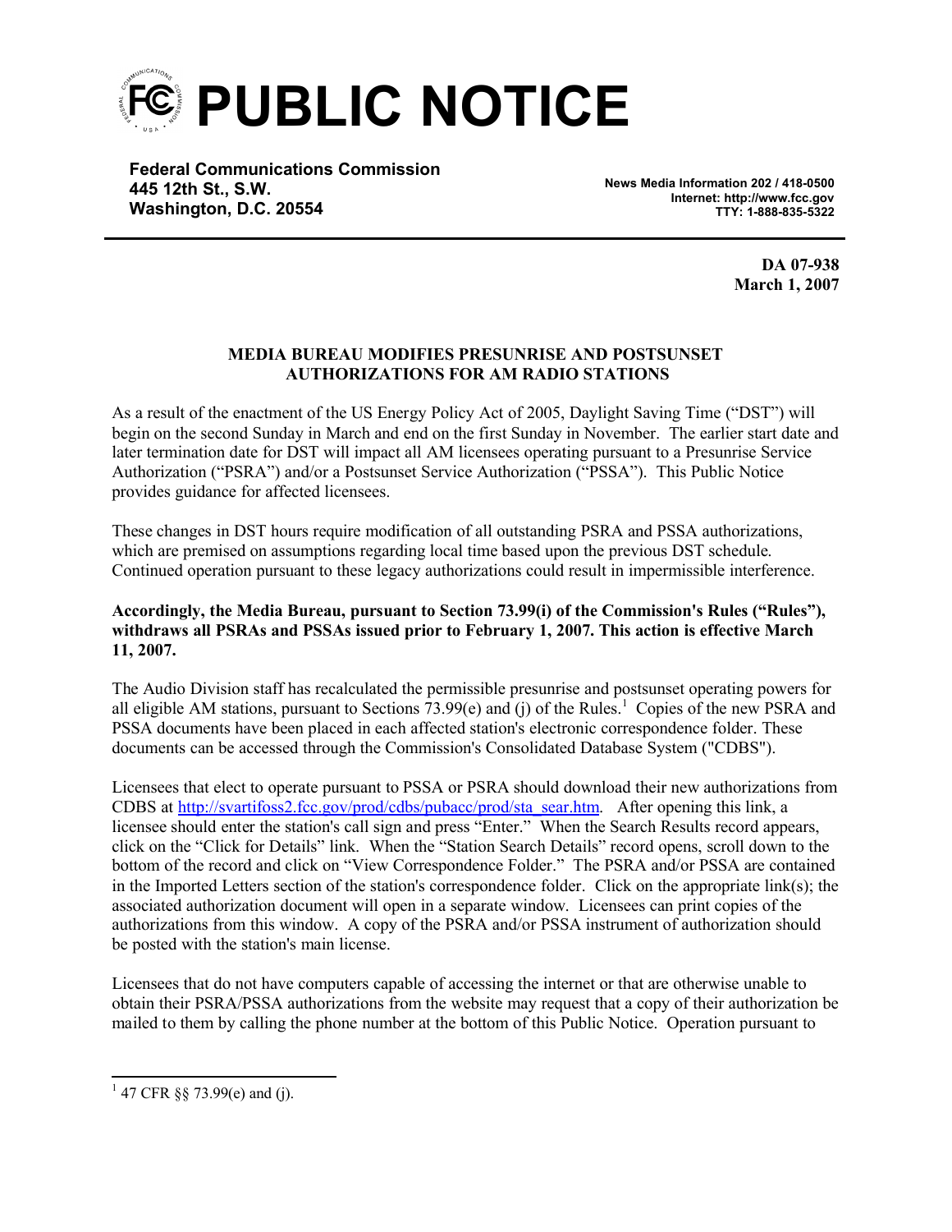# PUBLIC NOTICE

**Federal Communications Commission**
**445 12th St., S.W.**
**Washington, D.C. 20554**

**News Media Information 202 / 418-0500**
**Internet: http://www.fcc.gov**
**TTY: 1-888-835-5322**

**DA 07-938**
**March 1, 2007**

**MEDIA BUREAU MODIFIES PRESUNRISE AND POSTSUNSET AUTHORIZATIONS FOR AM RADIO STATIONS**

As a result of the enactment of the US Energy Policy Act of 2005, Daylight Saving Time ("DST") will begin on the second Sunday in March and end on the first Sunday in November. The earlier start date and later termination date for DST will impact all AM licensees operating pursuant to a Presunrise Service Authorization ("PSRA") and/or a Postsunset Service Authorization ("PSSA"). This Public Notice provides guidance for affected licensees.

These changes in DST hours require modification of all outstanding PSRA and PSSA authorizations, which are premised on assumptions regarding local time based upon the previous DST schedule. Continued operation pursuant to these legacy authorizations could result in impermissible interference.

**Accordingly, the Media Bureau, pursuant to Section 73.99(i) of the Commission's Rules ("Rules"), withdraws all PSRAs and PSSAs issued prior to February 1, 2007. This action is effective March 11, 2007.**

The Audio Division staff has recalculated the permissible presunrise and postsunset operating powers for all eligible AM stations, pursuant to Sections 73.99(e) and (j) of the Rules.[1] Copies of the new PSRA and PSSA documents have been placed in each affected station's electronic correspondence folder. These documents can be accessed through the Commission's Consolidated Database System ("CDBS").

Licensees that elect to operate pursuant to PSSA or PSRA should download their new authorizations from CDBS at http://svartifoss2.fcc.gov/prod/cdbs/pubacc/prod/sta_sear.htm. After opening this link, a licensee should enter the station's call sign and press "Enter." When the Search Results record appears, click on the "Click for Details" link. When the "Station Search Details" record opens, scroll down to the bottom of the record and click on "View Correspondence Folder." The PSRA and/or PSSA are contained in the Imported Letters section of the station's correspondence folder. Click on the appropriate link(s); the associated authorization document will open in a separate window. Licensees can print copies of the authorizations from this window. A copy of the PSRA and/or PSSA instrument of authorization should be posted with the station's main license.

Licensees that do not have computers capable of accessing the internet or that are otherwise unable to obtain their PSRA/PSSA authorizations from the website may request that a copy of their authorization be mailed to them by calling the phone number at the bottom of this Public Notice. Operation pursuant to

---

[1] 47 CFR §§ 73.99(e) and (j).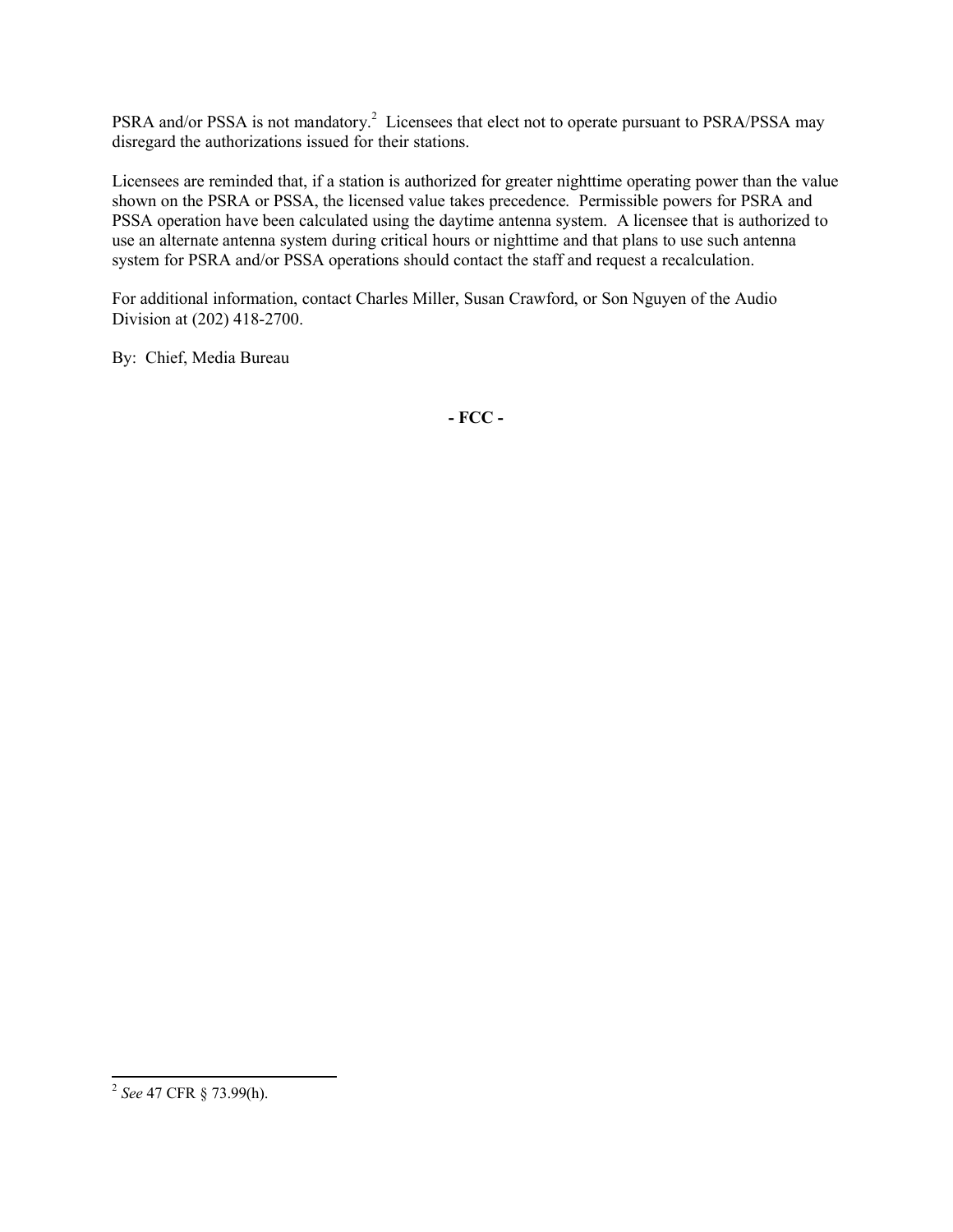PSRA and/or PSSA is not mandatory.[2] Licensees that elect not to operate pursuant to PSRA/PSSA may disregard the authorizations issued for their stations.

Licensees are reminded that, if a station is authorized for greater nighttime operating power than the value shown on the PSRA or PSSA, the licensed value takes precedence. Permissible powers for PSRA and PSSA operation have been calculated using the daytime antenna system. A licensee that is authorized to use an alternate antenna system during critical hours or nighttime and that plans to use such antenna system for PSRA and/or PSSA operations should contact the staff and request a recalculation.

For additional information, contact Charles Miller, Susan Crawford, or Son Nguyen of the Audio Division at (202) 418-2700.

By: Chief, Media Bureau

**- FCC -**

---

[2] *See* 47 CFR § 73.99(h).